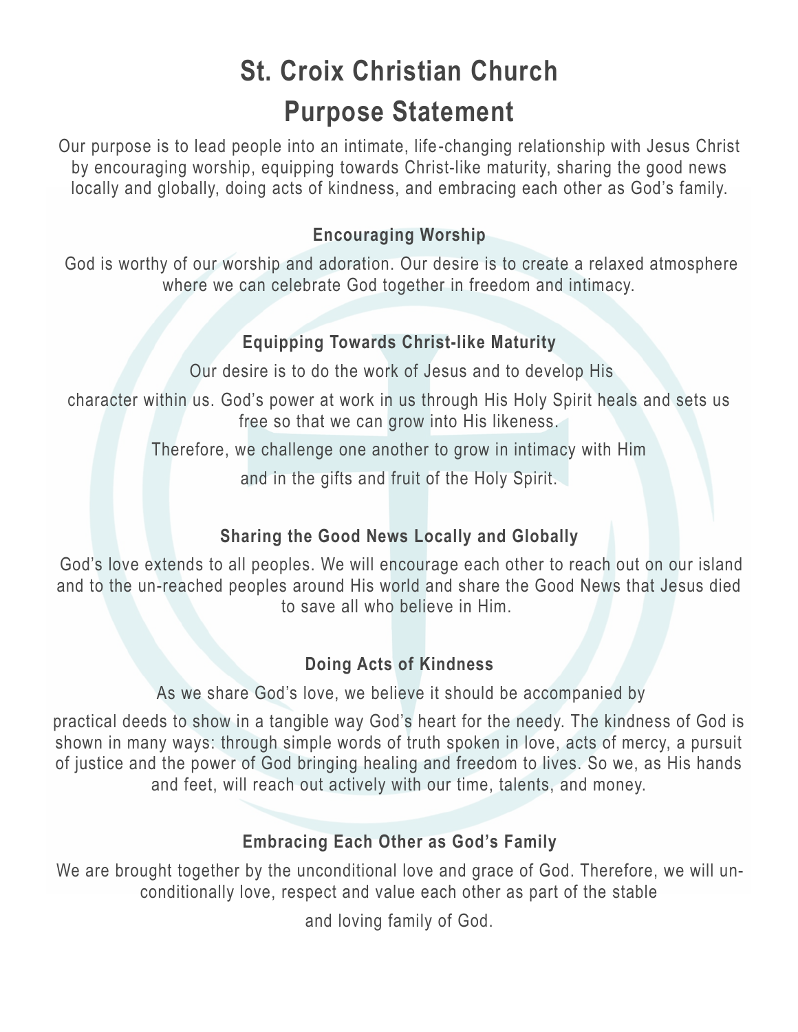# St. Croix Christian Church

# Purpose Statement

Our purpose is to lead people into an intimate, life-changing relationship with Jesus Christ by encouraging worship, equipping towards Christ-like maturity, sharing the good news locally and globally, doing acts of kindness, and embracing each other as God's family.

### Encouraging Worship

God is worthy of our worship and adoration. Our desire is to create a relaxed atmosphere where we can celebrate God together in freedom and intimacy.

### Equipping Towards Christ-like Maturity

Our desire is to do the work of Jesus and to develop His character within us. God's power at work in us through His Holy Spirit heals and sets us free so that we can grow into His likeness.

Therefore, we challenge one another to grow in intimacy with Him and in the gifts and fruit of the Holy Spirit.

### Sharing the Good News Locally and Globally

God's love extends to all peoples. We will encourage each other to reach out on our island and to the un-reached peoples around His world and share the Good News that Jesus died to save all who believe in Him.

### Doing Acts of Kindness

As we share God's love, we believe it should be accompanied by practical deeds to show in a tangible way God's heart for the needy. The kindness of God is shown in many ways: through simple words of truth spoken in love, acts of mercy, a pursuit of justice and the power of God bringing healing and freedom to lives. So we, as His hands and feet, will reach out actively with our time, talents, and money.

### Embracing Each Other as God's Family

We are brought together by the unconditional love and grace of God. Therefore, we will unconditionally love, respect and value each other as part of the stable and loving family of God.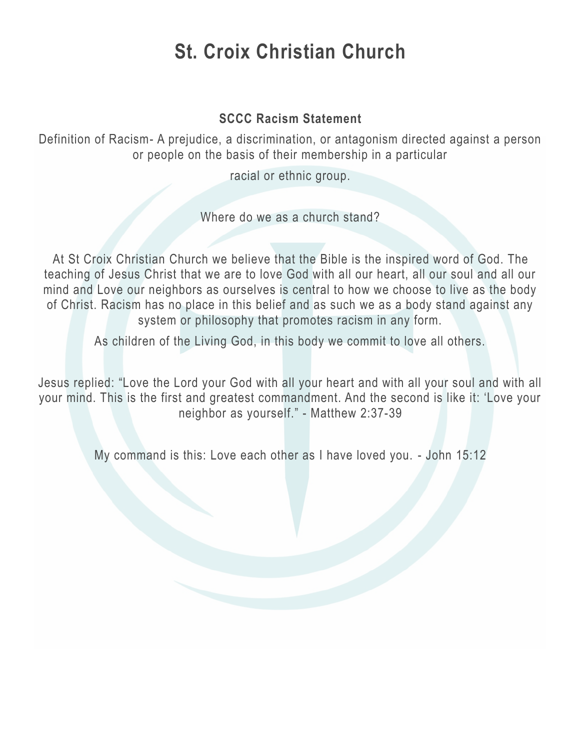# St. Croix Christian Church

**SCCC Racism Statement**

Definition of Racism- A prejudice, a discrimination, or antagonism directed against a person or people on the basis of their membership in a particular racial or ethnic group.

Where do we as a church stand?

At St Croix Christian Church we believe that the Bible is the inspired word of God. The teaching of Jesus Christ that we are to love God with all our heart, all our soul and all our mind and Love our neighbors as ourselves is central to how we choose to live as the body of Christ. Racism has no place in this belief and as such we as a body stand against any system or philosophy that promotes racism in any form.

As children of the Living God, in this body we commit to love all others.

Jesus replied: “Love the Lord your God with all your heart and with all your soul and with all your mind. This is the first and greatest commandment. And the second is like it: ‘Love your neighbor as yourself.” - Matthew 2:37-39

My command is this: Love each other as I have loved you. - John 15:12